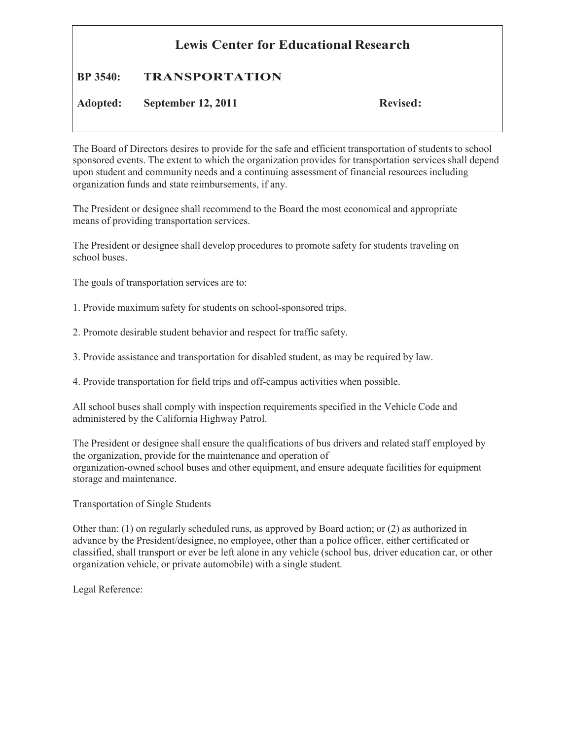# Lewis Center for Educational Research

**BP 3540: TRANSPORTATION**

**Adopted: September 12, 2011** **Revised:**

The Board of Directors desires to provide for the safe and efficient transportation of students to school sponsored events. The extent to which the organization provides for transportation services shall depend upon student and community needs and a continuing assessment of financial resources including organization funds and state reimbursements, if any.

The President or designee shall recommend to the Board the most economical and appropriate means of providing transportation services.

The President or designee shall develop procedures to promote safety for students traveling on school buses.

The goals of transportation services are to:

1. Provide maximum safety for students on school-sponsored trips.

2. Promote desirable student behavior and respect for traffic safety.

3. Provide assistance and transportation for disabled student, as may be required by law.

4. Provide transportation for field trips and off-campus activities when possible.

All school buses shall comply with inspection requirements specified in the Vehicle Code and administered by the California Highway Patrol.

The President or designee shall ensure the qualifications of bus drivers and related staff employed by the organization, provide for the maintenance and operation of organization-owned school buses and other equipment, and ensure adequate facilities for equipment storage and maintenance.

Transportation of Single Students

Other than: (1) on regularly scheduled runs, as approved by Board action; or (2) as authorized in advance by the President/designee, no employee, other than a police officer, either certificated or classified, shall transport or ever be left alone in any vehicle (school bus, driver education car, or other organization vehicle, or private automobile) with a single student.

Legal Reference: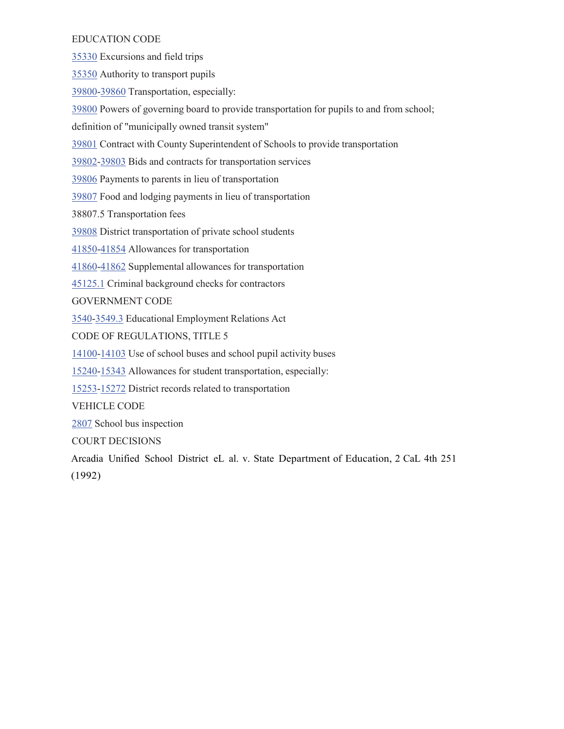EDUCATION CODE

35330 Excursions and field trips

35350 Authority to transport pupils

39800-39860 Transportation, especially:

39800 Powers of governing board to provide transportation for pupils to and from school; definition of "municipally owned transit system"

39801 Contract with County Superintendent of Schools to provide transportation

39802-39803 Bids and contracts for transportation services

39806 Payments to parents in lieu of transportation

39807 Food and lodging payments in lieu of transportation

38807.5 Transportation fees

39808 District transportation of private school students

41850-41854 Allowances for transportation

41860-41862 Supplemental allowances for transportation

45125.1 Criminal background checks for contractors

GOVERNMENT CODE

3540-3549.3 Educational Employment Relations Act

CODE OF REGULATIONS, TITLE 5

14100-14103 Use of school buses and school pupil activity buses

15240-15343 Allowances for student transportation, especially:

15253-15272 District records related to transportation

VEHICLE CODE

2807 School bus inspection

COURT DECISIONS

Arcadia Unified School District eL al. v. State Department of Education, 2 CaL 4th 251 (1992)